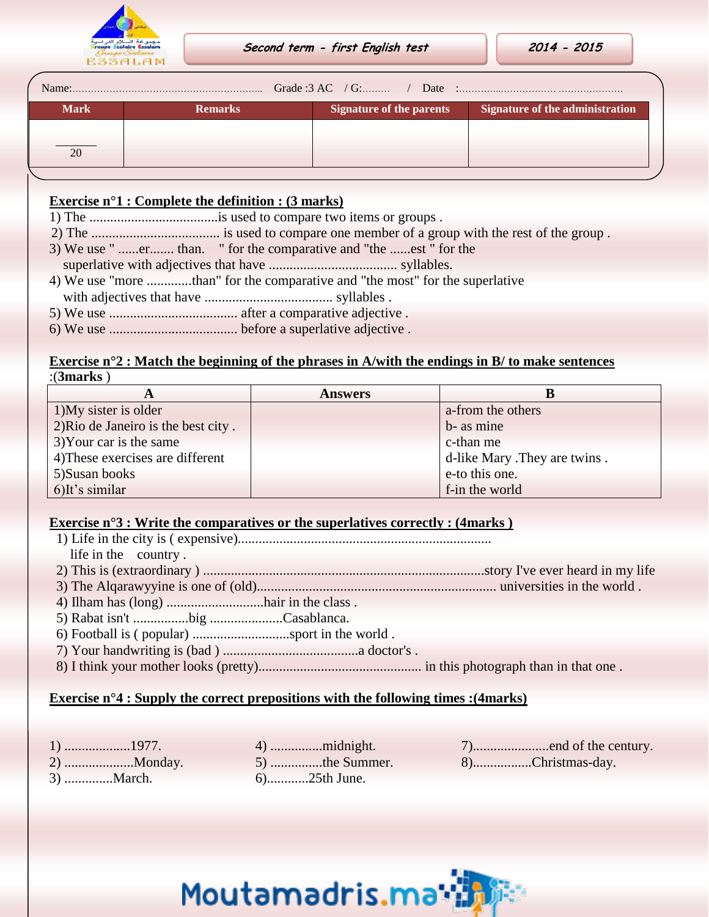Second term - first English test

2014 - 2015

Name:............................................................... Grade :3 AC / G:......... / Date :............................................

| Mark | Remarks | Signature of the parents | Signature of the administration |
|---|---|---|---|
| /20 | | | |

**Exercise n°1 : Complete the definition : (3 marks)**

1) The .....................................is used to compare two items or groups .
2) The ..................................... is used to compare one member of a group with the rest of the group .
3) We use " ......er....... than. " for the comparative and "the ......est " for the superlative with adjectives that have ..................................... syllables.
4) We use "more .............than" for the comparative and "the most" for the superlative with adjectives that have ..................................... syllables .
5) We use ..................................... after a comparative adjective .
6) We use ..................................... before a superlative adjective .

**Exercise n°2 : Match the beginning of the phrases in A/with the endings in B/ to make sentences :(3marks )**

| A | Answers | B |
|---|---|---|
| 1)My sister is older | | a-from the others |
| 2)Rio de Janeiro is the best city . | | b- as mine |
| 3)Your car is the same | | c-than me |
| 4)These exercises are different | | d-like Mary .They are twins . |
| 5)Susan books | | e-to this one. |
| 6)It's similar | | f-in the world |

**Exercise n°3 : Write the comparatives or the superlatives correctly : (4marks )**

1) Life in the city is ( expensive)........................................................................ life in the country .
2) This is (extraordinary ) .................................................................................story I've ever heard in my life
3) The Alqarawyyine is one of (old).................................................................... universities in the world .
4) Ilham has (long) ............................hair in the class .
5) Rabat isn't ................big .....................Casablanca.
6) Football is ( popular) ............................sport in the world .
7) Your handwriting is (bad ) .......................................a doctor's .
8) I think your mother looks (pretty)............................................... in this photograph than in that one .

**Exercise n°4 : Supply the correct prepositions with the following times :(4marks)**

1) ...................1977.
2) ....................Monday.
3) ..............March.
4) ...............midnight.
5) ...............the Summer.
6)............25th June.
7)......................end of the century.
8).................Christmas-day.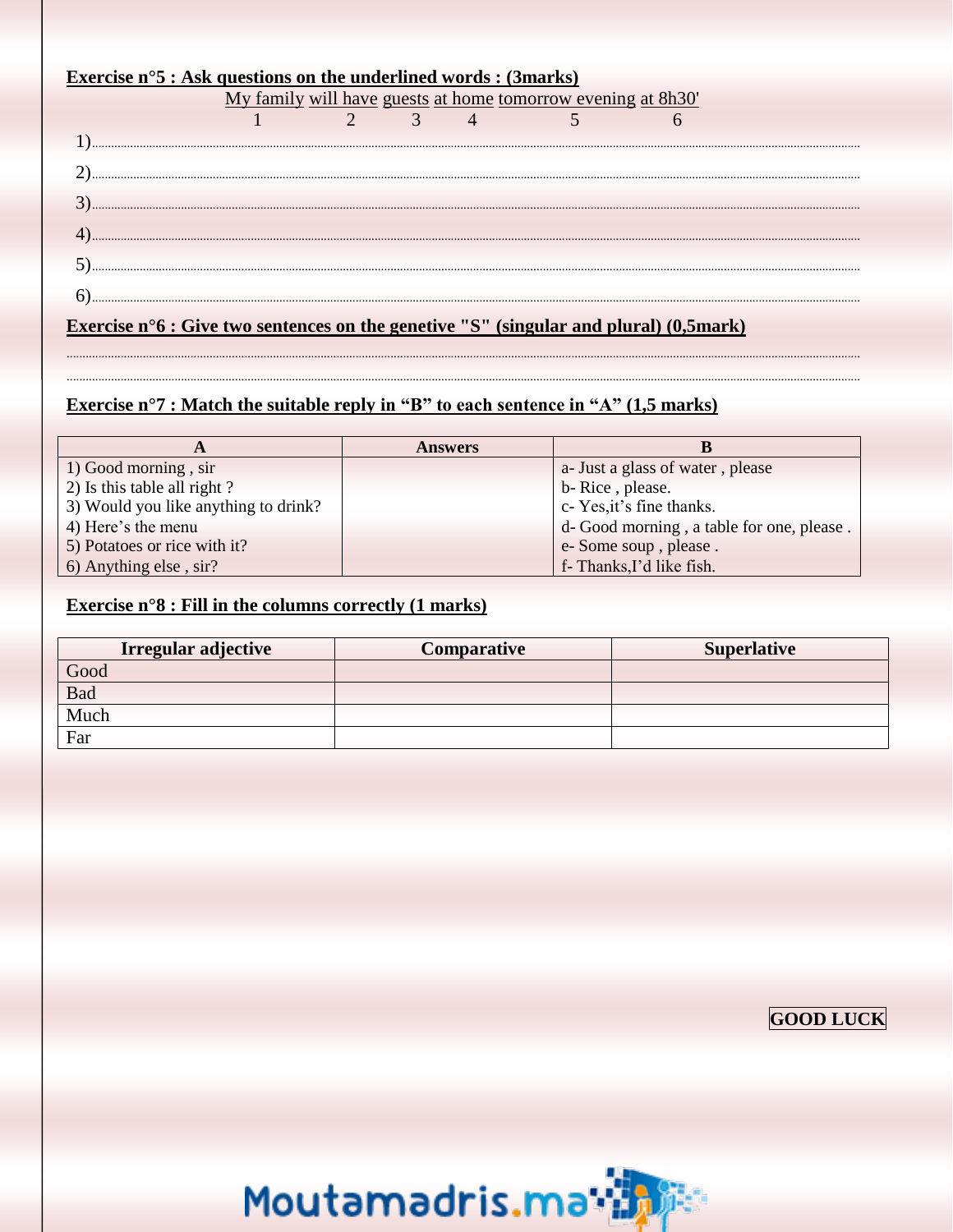**Exercise n°5 : Ask questions on the underlined words : (3marks)**

My family will have guests at home tomorrow evening at 8h30'

1 — My family; 2 — will have; 3 — guests; 4 — at home; 5 — tomorrow evening; 6 — at 8h30'

1)........................................................................................................................................

2)........................................................................................................................................

3)........................................................................................................................................

4)........................................................................................................................................

5)........................................................................................................................................

6)........................................................................................................................................

**Exercise n°6 : Give two sentences on the genetive "S" (singular and plural) (0,5mark)**

..........................................................................................................................................

..........................................................................................................................................

**Exercise n°7 : Match the suitable reply in "B" to each sentence in "A" (1,5 marks)**

| A | Answers | B |
|---|---|---|
| 1) Good morning , sir | | a- Just a glass of water , please |
| 2) Is this table all right ? | | b- Rice , please. |
| 3) Would you like anything to drink? | | c- Yes,it's fine thanks. |
| 4) Here's the menu | | d- Good morning , a table for one, please . |
| 5) Potatoes or rice with it? | | e- Some soup , please . |
| 6) Anything else , sir? | | f- Thanks,I'd like fish. |

**Exercise n°8 : Fill in the columns correctly (1 marks)**

| Irregular adjective | Comparative | Superlative |
|---|---|---|
| Good | | |
| Bad | | |
| Much | | |
| Far | | |

**GOOD LUCK**